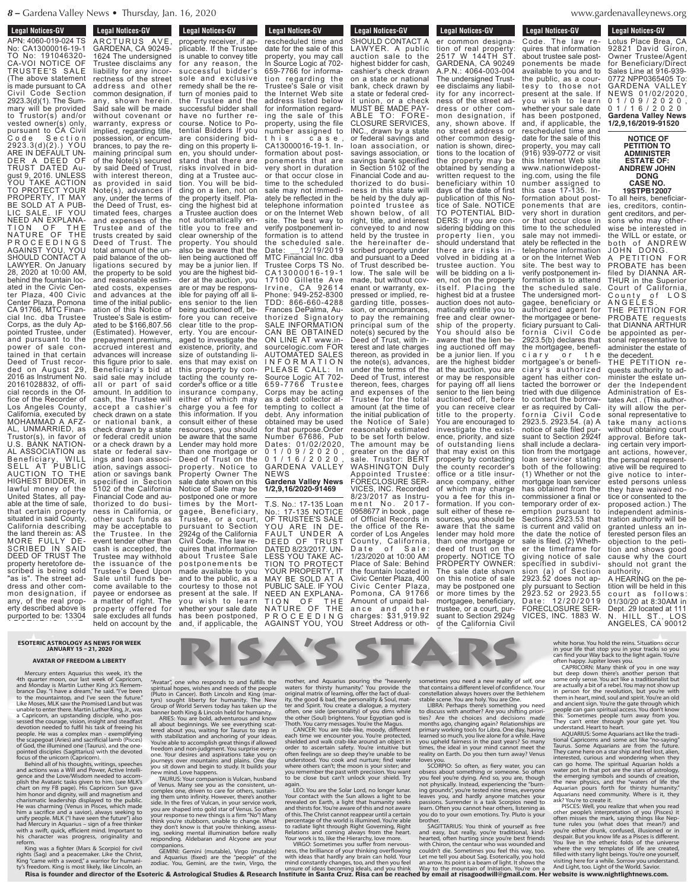## Legal Notices-GV

APN: 4060-019-024 TS No: CA13000016-19-1 TO No: 191046320-CA-VOI NOTICE OF TRUSTEE'S SALE (The above statement is made pursuant to CA Civil Code Section 2923.3(d)(1). The Summary will be provided to Trustor(s) and/or vested owner(s) only, pursuant to CA Civil Code Section 2923.3(d)(2).) YOU ARE IN DEFAULT UNDER A DEED OF TRUST DATED August 9, 2016. UNLESS YOU TAKE ACTION TO PROTECT YOUR PROPERTY, IT MAY BE SOLD AT A PUBLIC SALE. IF YOU NEED AN EXPLANATION OF THE NATURE OF THE PROCEEDINGS AGAINST YOU, YOU SHOULD CONTACT A LAWYER. On January 28, 2020 at 10:00 AM, behind the fountain located in the Civic Center Plaza, 400 Civic Center Plaza, Pomona CA 91766, MTC Financial Inc. dba Trustee Corps, as the duly Appointed Trustee, under and pursuant to the power of sale contained in that certain Deed of Trust recorded on August 29, 2016 as Instrument No. 20161028832, of official records in the Office of the Recorder of Los Angeles County, California, executed by MOHAMMAD A AFZAL, UNMARRIED, as Trustor(s), in favor of U.S. BANK NATIONAL ASSOCIATION as Beneficiary, WILL SELL AT PUBLIC AUCTION TO THE HIGHEST BIDDER, in lawful money of the United States, all payable at the time of sale, that certain property situated in said County, California describing the land therein as: AS MORE FULLY DESCRIBED IN SAID DEED OF TRUST The property heretofore described is being sold "as is". The street address and other common designation, if any, of the real property described above is purported to be: 13304 ARCTURUS AVE, GARDENA, CA 90249-1624 The undersigned Trustee disclaims any liability for any incorrectness of the street address and other common designation, if any, shown herein. Said sale will be made without covenant or warranty, express or implied, regarding title, possession, or encumbrances, to pay the remaining principal sum of the Note(s) secured by said Deed of Trust, with interest thereon, as provided in said Note(s), advances if any, under the terms of the Deed of Trust, estimated fees, charges and expenses of the Trustee and of the trusts created by said Deed of Trust. The total amount of the unpaid balance of the obligations secured by the property to be sold and reasonable estimated costs, expenses and advances at the time of the initial publication of this Notice of Trustee's Sale is estimated to be $166,807.56 (Estimated). However, prepayment premiums, accrued interest and advances will increase this figure prior to sale. Beneficiary's bid at said sale may include all or part of said amount. In addition to cash, the Trustee will accept a cashier's check drawn on a state or national bank, a check drawn by a state or federal credit union or a check drawn by a state or federal savings and loan association, savings association or savings bank specified in Section 5102 of the California Financial Code and authorized to do business in California, or other such funds as may be acceptable to the Trustee. In the event tender other than cash is accepted, the Trustee may withhold the issuance of the Trustee's Deed Upon Sale until funds become available to the payee or endorsee as a matter of right. The property offered for sale excludes all funds held on account by the property receiver, if applicable. If the Trustee is unable to convey title for any reason, the successful bidder's sole and exclusive remedy shall be the return of monies paid to the Trustee and the successful bidder shall have no further recourse. Notice to Potential Bidders If you are considering bidding on this property lien, you should understand that there are risks involved in bidding at a Trustee auction. You will be bidding on a lien, not on the property itself. Placing the highest bid at a Trustee auction does not automatically entitle you to free and clear ownership of the property. You should also be aware that the lien being auctioned off may be a junior lien. If you are the highest bidder at the auction, you are or may be responsible for paying off all liens senior to the lien being auctioned off, before you can receive clear title to the property. You are encouraged to investigate the existence, priority, and size of outstanding liens that may exist on this property by contacting the county recorder's office or a title insurance company, either of which may charge you a fee for this information. If you consult either of these resources, you should be aware that the same Lender may hold more than one mortgage or Deed of Trust on the property. Notice to Property Owner The sale date shown on this Notice of Sale may be postponed one or more times by the Mortgagee, Beneficiary, Trustee, or a court, pursuant to Section 2924g of the California Civil Code. The law requires that information about Trustee Sale postponements be made available to you and to the public, as a courtesy to those not present at the sale. If you wish to learn whether your sale date has been postponed, and, if applicable, the rescheduled time and date for the sale of this property, you may call In Source Logic at 702-659-7766 for information regarding the Trustee's Sale or visit the Internet Web site address listed below for information regarding the sale of this property, using the file number assigned to this case, CA13000016-19-1. Information about postponements that are very short in duration or that occur close in time to the scheduled sale may not immediately be reflected in the telephone information or on the Internet Web site. The best way to verify postponement information is to attend the scheduled sale. Date: __12/19/2019 MTC Financial Inc. dba Trustee Corps TS No. CA13000016-19-1 17100 Gillette Ave Irvine, CA 92614 Phone: 949-252-8300 TDD: 866-660-4288 Frances DePalma, Authorized Signatory SALE INFORMATION CAN BE OBTAINED ON LINE AT www.insourcelogic.com FOR AUTOMATED SALES INFORMATION PLEASE CALL: In Source Logic AT 702-659-7766 Trustee Corps may be acting as a debt collector attempting to collect a debt. Any information obtained may be used for that purpose.Order Number 67686, Pub Dates: 01/02/2020, 01/09/2020, 01/16/2020, GARDENA VALLEY NEWS
**Gardena Valley News 1/2,9,16/2020-91469**

T.S. No.: 17-135 Loan No.: 17-135 NOTICE OF TRUSTEE'S SALE YOU ARE IN DEFAULT UNDER A DEED OF TRUST DATED 8/23/2017. UNLESS YOU TAKE ACTION TO PROTECT YOUR PROPERTY, IT MAY BE SOLD AT A PUBLIC SALE. IF YOU NEED AN EXPLANATION OF THE NATURE OF THE PROCEEDING AGAINST YOU, YOU SHOULD CONTACT A LAWYER. A public auction sale to the highest bidder for cash, cashier's check drawn on a state or national bank, check drawn by a state or federal credit union, or a check drawn by a state or federal savings and loan association, or savings association, or savings bank specified in Section 5102 of the Financial Code and authorized to do business in this state will be held by the duly appointed trustee as shown below, of all right, title, and interest conveyed to and now held by the trustee in the hereinafter described property under and pursuant to a Deed of Trust described below. The sale will be made, but without covenant or warranty, expressed or implied, regarding title, possession, or encumbrances, to pay the remaining principal sum of the note(s) secured by the Deed of Trust, with interest and late charges thereon, as provided in the note(s), advances, under the terms of the Deed of Trust, interest thereon, fees, charges and expenses of the Trustee for the total amount (at the time of the initial publication of the Notice of Sale) reasonably estimated to be set forth below. The amount may be greater on the day of sale. Trustor: BERT WASHINGTON Duly Appointed Trustee: FORECLOSURE SERVICES, INC. Recorded 8/23/2017 as Instrument No. 2017-0958677 in book , page of Official Records in the office of the Recorder of Los Angeles County, California, Date of Sale: 1/23/2020 at 10:00 AM Place of Sale: Behind the fountain located in Civic Center Plaza, 400 Civic Center Plaza, Pomona, CA 91766 Amount of unpaid balance and other charges: $31,919.92 Street Address or other common designation of real property: 2517 W 144TH ST. GARDENA, CA 90249 A.P.N.: 4064-003-004 The undersigned Trustee disclaims any liability for any incorrectness of the street address or other common designation, if any, shown above. If no street address or other common designation is shown, directions to the location of the property may be obtained by sending a written request to the beneficiary within 10 days of the date of first publication of this Notice of Sale. NOTICE TO POTENTIAL BIDDERS: If you are considering bidding on this property lien, you should understand that there are risks involved in bidding at a trustee auction. You will be bidding on a lien, not on the property itself. Placing the highest bid at a trustee auction does not automatically entitle you to free and clear ownership of the property. You should also be aware that the lien being auctioned off may be a junior lien. If you are the highest bidder at the auction, you are or may be responsible for paying off all liens senior to the lien being auctioned off, before you can receive clear title to the property. You are encouraged to investigate the existence, priority, and size of outstanding liens that may exist on this property by contacting the county recorder's office or a title insurance company, either of which may charge you a fee for this information. If you consult either of these resources, you should be aware that the same lender may hold more than one mortgage or deed of trust on the property. NOTICE TO PROPERTY OWNER: The sale date shown on this notice of sale may be postponed one or more times by the mortgagee, beneficiary, trustee, or a court, pursuant to Section 2924g of the California Civil Code. The law requires that information about trustee sale postponements be made available to you and to the public, as a courtesy to those not present at the sale. If you wish to learn whether your sale date has been postponed, and, if applicable, the rescheduled time and date for the sale of this property, you may call (916) 939-0772 or visit this Internet Web site www.nationwideposting.com, using the file number assigned to this case 17-135. Information about postponements that are very short in duration or that occur close in time to the scheduled sale may not immediately be reflected in the telephone information or on the Internet Web site. The best way to verify postponement information is to attend the scheduled sale. The undersigned mortgagee, beneficiary or authorized agent for the mortgagee or beneficiary pursuant to California Civil Code 2923.5(b) declares that the mortgagee, beneficiary or the mortgagee's or beneficiary's authorized agent has either contacted the borrower or tried with due diligence to contact the borrower as required by California Civil Code 2923.5. 2923.54. (a) A notice of sale filed pursuant to Section 2924f shall include a declaration from the mortgage loan servicer stating both of the following: (1) Whether or not the mortgage loan servicer has obtained from the commissioner a final or temporary order of exemption pursuant to Sections 2923.53 that is current and valid on the date the notice of sale is filed. (2) Whether the timeframe for giving notice of sale specified in subdivision (a) of Section 2923.52 does not apply pursuant to Section 2923.52 or 2923.55 Date: 12/20/2019 FORECLOSURE SERVICES, INC. 1883 W. Lotus Place Brea, CA 92821 David Giron, Owner Trustee/Agent for Beneficiary/Direct Sales Line at 916-939-0772 NPP0365405 To: GARDENA VALLEY NEWS 01/02/2020, 01/09/2020, 01/16/2020
**Gardena Valley News 1/2,9,16/2019-91520**

**NOTICE OF PETITION TO ADMINISTER ESTATE OF: ANDREW JOHN DONG CASE NO. 19STPB12007**

To all heirs, beneficiaries, creditors, contingent creditors, and persons who may otherwise be interested in the WILL or estate, or both of ANDREW JOHN DONG.

A PETITION FOR PROBATE has been filed by DIANNA ARTHUR in the Superior Court of California, County of LOS ANGELES.

THE PETITION FOR PROBATE requests that DIANNA ARTHUR be appointed as personal representative to administer the estate of the decedent.

THE PETITION requests authority to administer the estate under the Independent Administration of Estates Act . (This authority will allow the personal representative to take many actions without obtaining court approval. Before taking certain very important actions, however, the personal representative will be required to give notice to interested persons unless they have waived notice or consented to the proposed action.) The independent administration authority will be granted unless an interested person files an objection to the petition and shows good cause why the court should not grant the authority.

A HEARING on the petition will be held in this court as follows: 01/30/20 at 8:30AM in Dept. 29 located at 111 N. HILL ST., LOS ANGELES, CA 90012

# RISA'S STARS

**ESOTERIC ASTROLOGY AS NEWS FOR WEEK JANUARY 15 – 21, 2020**

**AVATAR OF FREEDOM & LIBERTY**

Mercury enters Aquarius this week, it's the 4th quarter moon, our last week of Capricorn, and Monday is Martin Luther King Jr.'s Remembrance Day. "I have a dream," he said. "I've been to the mountaintop, and I've seen the future." Like Moses, MLK saw the Promised Land but was unable to enter there. Martin Luther King, Jr., was a Capricorn, an upstanding disciple, who possessed the courage, vision, insight and steadfast devotion needed to fulfil his task of freeing his people. He was a complex man - exemplifying the scapegoat (Aries) and sacrificial lamb (Pisces) of God, the illumined one (Taurus), and the one-pointed disciples (Sagittarius) with the devoted focus of the unicorn (Capricorn).

Behind all of his thoughts, writings, speeches and actions was a Will and Power, Active Intelligence and the Love/Wisdom needed to accomplish the Avataric tasks given to him. (see MLK's chart on my FB page). His Capricorn Sun gave him honor and dignity, will and magnetism and charismatic leadership displayed to the public. He was charming (Venus in Pisces, which made him a sacrifice and a savior), always seeking to unify people. MLK ("I have seen the future") also had Mercury in Aquarius – sign of a free thinker with a swift, quick, efficient mind. Important to his character was progress, originality and reform.

King was a fighter (Mars & Scorpio) for civil rights (Sag) and a peacemaker. Like the Christ, King "came with a sword," a warrior for humanity's freedom. King is most likely, like Lincoln, an "Avatar", one who responds to and fulfills the spiritual hopes, wishes and needs of the people (Pluto in Cancer). Both Lincoln and King (martyrs) sought liberty for humanity. The New Group of World Servers today has taken up the banner both King & Lincoln held for humanity.

ARIES: You are bold, adventurous and know all about beginnings. We are everything scattered about you, waiting for Taurus to step in with stabilization and anchoring of your ideas. You're able to accomplish great things if allowed freedom and non-judgment. You surprise everyone. Your desires and aspirations take you on journeys over mountains and plains. One day you sit down and begin to study. It builds your new mind. Love happens.

TAURUS: Your companion is Vulcan, husband of Venus. Many see you as the consistent, uncomplex one, driven to care for others, sustaining them unto infinity. However, there's another side. In the fires of Vulcan, in your service work, you are shaped into gold star of Venus. So often your response to new things is a firm "No"! Many think you're stubborn, unable to change. What they don't know is that you're thinking, assessing, seeking mental illumination before really responding. Aldebaran and Alcyone are your companions.

GEMINI: Gemini (mutable), Virgo (mutable) and Aquarius (fixed) are the "people" of the zodiac. You, Gemini, are the twin, Virgo, the mother, and Aquarius pouring the "heavenly waters for thirsty humanity." You provide the original matrix of learning, offer the fact of duality, the good & bad, the personality & Soul, matter and Spirit. You create a dialogue, a mystery often, one side (personality) of you dims while the other (Soul) brightens. Your Egyptian god is Thoth. You carry messages. You're the Magus.

CANCER: You are tide-like, moody, different each time we encounter you. You're protected, shielded and walk crab-like around an object in order to ascertain safety. You're intuitive but often feelings are so deep they're unable to be understood. You cook and nurture; find water where others can't; the moon is your sister; and you remember the past with precision. You want to be close but can't unlock your shield. Try again.

LEO: You are the Solar Lord, no longer lunar. Your contact with the Sun allows a light to be revealed on Earth, a light that humanity seeks and thirsts for. You're aware of this and not aware of this. The Christ cannot reappear until a certain percentage of the world is illumined. You're able to radiate light through Right Governing, Right Relations and coming always from the heart. Your work is to, like the Hierarchy, love more.

VIRGO: Sometimes you suffer from nervousness, the brilliance of your thinking overflowing with ideas that hardly any brain can hold. Your mind constantly changes, too, and then you feel unsure of ideas becoming ideals, and you think sometimes you need a new reality of self, one that contains a different level of confidence. Your constellation always hovers over the Bethlehem stable scene. You are holy. You are One.

LIBRA: Perhaps there's something you need to discuss with another? Are you shifting priorities? Are the choices and decisions made months ago, changing again? Relationships are primary working tools for Libra. One day, having learned so much, you live alone for a while. Have you upheld fairness in the past years? So many times, the ideal in your mind cannot meet the reality on Earth. Do you then turn away? Venus loves you.

SCORPIO: So often, as fiery water, you can obsess about something or someone. So often you feel you're dying. And so, you are, though not physically. Instead, experiencing the "burning grounds", you've tested nine times, everyone leaves you, and hardly anyone matches your passions. Surrender is a task Scorpios need to learn. Often you cannot hear others, listening as you do to your own emotions. Try. Pluto is your brother.

SAGITTARIUS: You think of yourself as free and easy, but really, you're traditional, kind-hearted, often hurting since you're best friends with Chiron, the centaur who was wounded and couldn't die. Sometimes you feel this way, too. Let me tell you about Sag. Esoterically, you hold an arrow. Its point is a beam of light. It shows the Way to the mountain of Initiation. You're on a white horse. You hold the reins. Situations occur in your life that stop you in your tracks so you can find your Way back to the light again. You're often happy. Jupiter loves you.

CAPRICORN: Many think of you in one way but deep down there's another person that some only sense. You act like a traditionalist but are actually a bit of a rebel. You may not show up in person for the revolution, but you're with them in heart, mind, soul and spirit. You're an old and ancient sign. You're the gate through which people can gain spiritual access. You don't know this. Sometimes people turn away from you. They can't enter through your gate yet. You understand. Heart to heart.

AQUARIUS: Some Aquarians act like the traditional Capricorns and some act like "no-saying" Taurus. Some Aquarians are from the future. They came here on a star ship and feel lost, alien, interested, curious and wondering when they can go home. The spiritual Aquarian holds a water pot. In that pot are the stars of astrology, the emerging symbols and sounds of creation, the new physics, and the "waters of life the Aquarian pours forth for thirsty humanity." Aquarians need community. Where is it, they ask? You're to create it.

PISCES: Well, you realize that when you read other people's interpretation of you (Pisces) it often misses the mark, saying things like Neptune rules you (what does that mean?) and you're either drunk, confused, illusioned or in despair. But you know life as a Pisces is different. You live in the etheric folds of the universe where the very templates of life are created, filled with starry light beings. You're one yourself, visiting here for a while. Sorrow you understand. And Light, too. Light of the World. Savior.

**Risa is founder and director of the Esoteric & Astrological Studies & Research Institute in Santa Cruz. Risa can be reached by email at risagoodwill@gmail.com. Her website is www.nightlightnews.com.**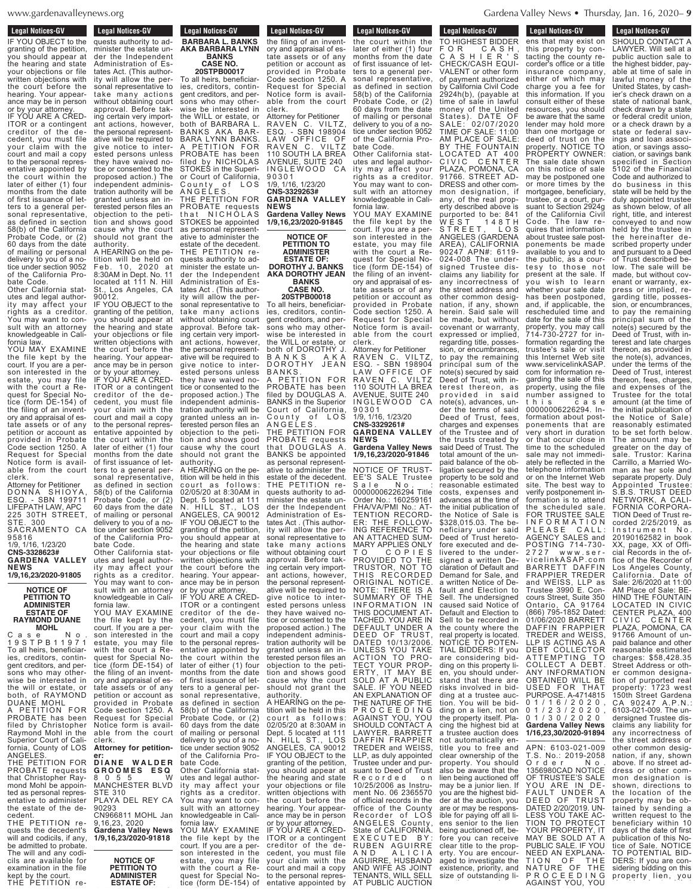IF YOU OBJECT to the granting of the petition, you should appear at the hearing and state your objections or file written objections with the court before the hearing. Your appearance may be in person or by your attorney.
IF YOU ARE A CREDITOR or a contingent creditor of the decedent, you must file your claim with the court and mail a copy to the personal representative appointed by the court within the later of either (1) four months from the date of first issuance of letters to a general personal representative, as defined in section 58(b) of the California Probate Code, or (2) 60 days from the date of mailing or personal delivery to you of a notice under section 9052 of the California Probate Code.
Other California statutes and legal authority may affect your rights as a creditor. You may want to consult with an attorney knowledgeable in California law.
YOU MAY EXAMINE the file kept by the court. If you are a person interested in the estate, you may file with the court a Request for Special Notice (form DE-154) of the filing of an inventory and appraisal of estate assets or of any petition or account as provided in Probate Code section 1250. A Request for Special Notice form is available from the court clerk.
Attorney for Petitioner
DONNA SHIOYA, ESQ. - SBN 199711
LIFEPATH LAW, APC
225 30TH STREET, STE. 300
SACRAMENTO CA 95816
1/9, 1/16, 1/23/20
CNS-3328623#
GARDENA VALLEY NEWS
1/9,16,23/2020-91805

**NOTICE OF PETITION TO ADMINISTER ESTATE OF RAYMOND DUANE MOHL**
Case No. 19STPB11971
To all heirs, beneficiaries, creditors, contingent creditors, and persons who may otherwise be interested in the will or estate, or both, of RAYMOND DUANE MOHL
A PETITION FOR PROBATE has been filed by Christopher Raymond Mohl in the Superior Court of California, County of LOS ANGELES.
THE PETITION FOR PROBATE requests that Christopher Raymond Mohl be appointed as personal representative to administer the estate of the decedent.
THE PETITION requests the decedent's will and codicils, if any, be admitted to probate. The will and any codicils are available for examination in the file kept by the court.
THE PETITION requests authority to administer the estate under the Independent Administration of Estates Act. (This authority will allow the personal representative to take many actions without obtaining court approval. Before taking certain very important actions, however, the personal representative will be required to give notice to interested persons unless they have waived notice or consented to the proposed action.) The independent administration authority will be granted unless an interested person files an objection to the petition and shows good cause why the court should not grant the authority.
A HEARING on the petition will be held on Feb. 10, 2020 at 8:30AM in Dept. No. 11 located at 111 N. Hill St., Los Angeles, CA 90012.
IF YOU OBJECT to the granting of the petition, you should appear at the hearing and state your objections or file written objections with the court before the hearing. Your appearance may be in person or by your attorney.
IF YOU ARE A CREDITOR or a contingent creditor of the decedent, you must file your claim with the court and mail a copy to the personal representative appointed by the court within the later of either (1) four months from the date of first issuance of letters to a general personal representative, as defined in section 58(b) of the California Probate Code, or (2) 60 days from the date of mailing or personal delivery to you of a notice under section 9052 of the California Probate Code.
Other California statutes and legal authority may affect your rights as a creditor. You may want to consult with an attorney knowledgeable in California law.
YOU MAY EXAMINE the file kept by the court. If you are a person interested in the estate, you may file with the court a Request for Special Notice (form DE-154) of the filing of an inventory and appraisal of estate assets or of any petition or account as provided in Probate Code section 1250. A Request for Special Notice form is available from the court clerk.
**Attorney for petitioner:**
DIANE WALDER GROOMES ESQ
8055 W MANCHESTER BLVD STE 310
PLAYA DEL REY CA 90293
CN966811 MOHL Jan 9,16,23, 2020
**Gardena Valley News 1/9,16,23/2020-91818**

**NOTICE OF PETITION TO ADMINISTER ESTATE OF: BARBARA L. BANKS AKA BARBARA LYNN BANKS**
**CASE NO. 20STPB00017**
To all heirs, beneficiaries, creditors, contingent creditors, and persons who may otherwise be interested in the WILL or estate, or both of BARBARA L. BANKS AKA BARBARA LYNN BANKS.
A PETITION FOR PROBATE has been filed by NICHOLAS STOKES in the Superior Court of California, County of LOS ANGELES.
THE PETITION FOR PROBATE requests that NICHOLAS STOKES be appointed as personal representative to administer the estate of the decedent.
THE PETITION requests authority to administer the estate under the Independent Administration of Estates Act . (This authority will allow the personal representative to take many actions without obtaining court approval. Before taking certain very important actions, however, the personal representative will be required to give notice to interested persons unless they have waived notice or consented to the proposed action.) The independent administration authority will be granted unless an interested person files an objection to the petition and shows good cause why the court should not grant the authority.
A HEARING on the petition will be held in this court as follows: 02/05/20 at 8:30AM in Dept. 5 located at 111 N. HILL ST., LOS ANGELES, CA 90012
IF YOU OBJECT to the granting of the petition, you should appear at the hearing and state your objections or file written objections with the court before the hearing. Your appearance may be in person or by your attorney.
IF YOU ARE A CREDITOR or a contingent creditor of the decedent, you must file your claim with the court and mail a copy to the personal representative appointed by the court within the later of either (1) four months from the date of first issuance of letters to a general personal representative, as defined in section 58(b) of the California Probate Code, or (2) 60 days from the date of mailing or personal delivery to you of a notice under section 9052 of the California Probate Code.
Other California statutes and legal authority may affect your rights as a creditor. You may want to consult with an attorney knowledgeable in California law.
YOU MAY EXAMINE the file kept by the court. If you are a person interested in the estate, you may file with the court a Request for Special Notice (form DE-154) of the filing of an inventory and appraisal of estate assets or of any petition or account as provided in Probate Code section 1250. A Request for Special Notice form is available from the court clerk.
Attorney for Petitioner
RAVEN C. VILTZ, ESQ. - SBN 198904
LAW OFFICE OF RAVEN C. VILTZ
110 SOUTH LA BREA AVENUE, SUITE 240
INGLEWOOD CA 90301
1/9, 1/16, 1/23/20
CNS-3329263#
GARDENA VALLEY NEWS
**Gardena Valley News 1/9,16,23/2020-91845**

**NOTICE OF PETITION TO ADMINISTER ESTATE OF: DOROTHY J. BANKS AKA DOROTHY JEAN BANKS**
**CASE NO. 20STPB00018**
To all heirs, beneficiaries, creditors, contingent creditors, and persons who may otherwise be interested in the WILL or estate, or both of DOROTHY J. BANKS AKA DOROTHY JEAN BANKS.
A PETITION FOR PROBATE has been filed by DOUGLAS A. BANKS in the Superior Court of California, County of LOS ANGELES.
THE PETITION FOR PROBATE requests that DOUGLAS A. BANKS be appointed as personal representative to administer the estate of the decedent.
THE PETITION requests authority to administer the estate under the Independent Administration of Estates Act . (This authority will allow the personal representative to take many actions without obtaining court approval. Before taking certain very important actions, however, the personal representative will be required to give notice to interested persons unless they have waived notice or consented to the proposed action.) The independent administration authority will be granted unless an interested person files an objection to the petition and shows good cause why the court should not grant the authority.
A HEARING on the petition will be held in this court as follows: 02/05/20 at 8:30AM in Dept. 5 located at 111 N. HILL ST., LOS ANGELES, CA 90012
IF YOU OBJECT to the granting of the petition, you should appear at the hearing and state your objections or file written objections with the court before the hearing. Your appearance may be in person or by your attorney.
IF YOU ARE A CREDITOR or a contingent creditor of the decedent, you must file your claim with the court and mail a copy to the personal representative appointed by the court within the later of either (1) four months from the date of first issuance of letters to a general personal representative, as defined in section 58(b) of the California Probate Code, or (2) 60 days from the date of mailing or personal delivery to you of a notice under section 9052 of the California Probate Code.
Other California statutes and legal authority may affect your rights as a creditor. You may want to consult with an attorney knowledgeable in California law.
YOU MAY EXAMINE the file kept by the court. If you are a person interested in the estate, you may file with the court a Request for Special Notice (form DE-154) of the filing of an inventory and appraisal of estate assets or of any petition or account as provided in Probate Code section 1250. A Request for Special Notice form is available from the court clerk.
Attorney for Petitioner
RAVEN C. VILTZ, ESQ. - SBN 198904
LAW OFFICE OF RAVEN C. VILTZ
110 SOUTH LA BREA AVENUE, SUITE 240
INGLEWOOD CA 90301
1/9, 1/16, 1/23/20
CNS-3329261#
GARDENA VALLEY NEWS
**Gardena Valley News 1/9,16,23/2020-91846**

NOTICE OF TRUSTEE'S SALE Trustee Sale No. : 00000006226294 Title Order No.: 160259161 FHA/VA/PMI No.: ATTENTION RECORDER: THE FOLLOWING REFERENCE TO AN ATTACHED SUMMARY APPLIES ONLY TO COPIES PROVIDED TO THE TRUSTOR, NOT TO THIS RECORDED ORIGINAL NOTICE. NOTE: THERE IS A SUMMARY OF THE INFORMATION IN THIS DOCUMENT ATTACHED. YOU ARE IN DEFAULT UNDER A DEED OF TRUST, DATED 10/13/2006. UNLESS YOU TAKE ACTION TO PROTECT YOUR PROPERTY, IT MAY BE SOLD AT A PUBLIC SALE. IF YOU NEED AN EXPLANATION OF THE NATURE OF THE PROCEEDING AGAINST YOU, YOU SHOULD CONTACT A LAWYER. BARRETT DAFFIN FRAPPIER TREDER and WEISS, LLP, as duly appointed Trustee under and pursuant to Deed of Trust Recorded on 10/25/2006 as Instrument No. 06 2365570 of official records in the office of the County Recorder of LOS ANGELES County, State of CALIFORNIA. EXECUTED BY: RUBEN AGUIRRE AND ALICIA AGUIRRE, HUSBAND AND WIFE AS JOINT TENANTS, WILL SELL AT PUBLIC AUCTION TO HIGHEST BIDDER FOR CASH, CASHIER'S CHECK/CASH EQUIVALENT or other form of payment authorized by California Civil Code 2924h(b), (payable at time of sale in lawful money of the United States). DATE OF SALE: 02/07/2020 TIME OF SALE: 11:00 AM PLACE OF SALE: BY THE FOUNTAIN LOCATED AT 400 CIVIC CENTER PLAZA, POMONA, CA 91766. STREET ADDRESS and other common designation, if any, of the real property described above is purported to be: 841 WEST 148TH STREET, LOS ANGELES (GARDENA AREA), CALIFORNIA 90247 APN#: 6119-024-008 The undersigned Trustee disclaims any liability for any incorrectness of the street address and other common designation, if any, shown herein. Said sale will be made, but without covenant or warranty, expressed or implied, regarding title, possession, or encumbrances, to pay the remaining principal sum of the note(s) secured by said Deed of Trust, with interest thereon, as provided in said note(s), advances, under the terms of said Deed of Trust, fees, charges and expenses of the Trustee and of the trusts created by said Deed of Trust. The total amount of the unpaid balance of the obligation secured by the property to be sold and reasonable estimated costs, expenses and advances at the time of the initial publication of the Notice of Sale is $328,015.03. The beneficiary under said Deed of Trust heretofore executed and delivered to the undersigned a written Declaration of Default and Demand for Sale, and a written Notice of Default and Election to Sell. The undersigned caused said Notice of Default and Election to Sell to be recorded in the county where the real property is located. NOTICE TO POTENTIAL BIDDERS: If you are considering bidding on this property lien, you should understand that there are risks involved in bidding at a trustee auction. You will be bidding on a lien, not on the property itself. Placing the highest bid at a trustee auction does not automatically entitle you to free and clear ownership of the property. You should also be aware that the lien being auctioned off may be a junior lien. If you are the highest bidder at the auction, you are or may be responsible for paying off all liens senior to the lien being auctioned off, before you can receive clear title to the property. You are encouraged to investigate the existence, priority, and size of outstanding liens that may exist on this property by contacting the county recorder's office or a title insurance company, either of which may charge you a fee for this information. If you consult either of these resources, you should be aware that the same lender may hold more than one mortgage or deed of trust on the property. NOTICE TO PROPERTY OWNER: The sale date shown on this notice of sale may be postponed one or more times by the mortgagee, beneficiary, trustee, or a court, pursuant to Section 2924g of the California Civil Code. The law requires that information about trustee sale postponements be made available to you and to the public, as a courtesy to those not present at the sale. If you wish to learn whether your sale date has been postponed, and, if applicable, the rescheduled time and date for the sale of this property, you may call 714-730-2727 for information regarding the trustee's sale or visit this Internet Web site www.servicelinkASAP.com for information regarding the sale of this property, using the file number assigned to this case 00000006226294. Information about postponements that are very short in duration or that occur close in time to the scheduled sale may not immediately be reflected in the telephone information or on the Internet Web site. The best way to verify postponement information is to attend the scheduled sale. FOR TRUSTEE SALE INFORMATION PLEASE CALL: AGENCY SALES and POSTING 714-730-2727 www.servicelinkASAP.com BARRETT DAFFIN FRAPPIER TREDER and WEISS, LLP as Trustee 3990 E. Concours Street, Suite 350 Ontario, CA 91764 (866) 795-1852 Dated: 01/06/2020 BARRETT DAFFIN FRAPPIER TREDER and WEISS, LLP IS ACTING AS A DEBT COLLECTOR ATTEMPTING TO COLLECT A DEBT. ANY INFORMATION OBTAINED WILL BE USED FOR THAT PURPOSE. A-4714815 01/16/2020, 01/23/2020, 01/30/2020
**Gardena Valley News 1/16,23,30/2020-91894**

APN: 6103-021-009 T.S. No.: 2019-2058 Order No. 1356980CAD NOTICE OF TRUSTEE'S SALE YOU ARE IN DEFAULT UNDER A DEED OF TRUST DATED 2/20/2019. UNLESS YOU TAKE ACTION TO PROTECT YOUR PROPERTY, IT MAY BE SOLD AT A PUBLIC SALE. IF YOU NEED AN EXPLANATION OF THE NATURE OF THE PROCEEDING AGAINST YOU, YOU SHOULD CONTACT A LAWYER. Will sell at a public auction sale to the highest bidder, payable at time of sale in lawful money of the United States, by cashier's check drawn on a state of national bank, check drawn by a state or federal credit union, or a check drawn by a state or federal savings and loan association, or savings association, or savings bank specified in Section 5102 of the Financial Code and authorized to do business in this state will be held by the duly appointed trustee as shown below, of all right, title, and interest conveyed to and now held by the trustee in the hereinafter described property under and pursuant to a Deed of Trust described below. The sale will be made, but without covenant or warranty, express or implied, regarding title, possession, or encumbrances, to pay the remaining principal sum of the note(s) secured by the Deed of Trust, with interest and late charges thereon, as provided in the note(s), advances, under the terms of the Deed of Trust, interest thereon, fees, charges, and expenses of the Trustee for the total amount (at the time of the initial publication of the Notice of Sale) reasonably estimated to be set forth below. The amount may be greater on the day of sale. Trustor: Karina Carrillo, a Married Woman as her sole and separate property. Duly Appointed Trustee: S.B.S. TRUST DEED NETWORK, A CALIFORNIA CORPORATION Deed of Trust recorded 2/25/2019, as Instrument No. 20190162582 in book XX, page, XX of Official Records in the office of the Recorder of Los Angeles County, California. Date of Sale: 2/6/2020 at 11:00 AM Place of Sale: BEHIND THE FOUNTAIN LOCATED IN CIVIC CENTER PLAZA, 400 CIVIC CENTER PLAZA, POMONA, CA 91766 Amount of unpaid balance and other reasonable estimated charges: $58,428.35 Street Address or other common designation of purported real property: 1723 west 150th Street Gardena CA 90247 A.P.N.: 6103-021-009. The undersigned Trustee disclaims any liability for any incorrectness of the street address or other common designation, if any, shown above. If no street address or other common designation is shown, directions to the location of the property may be obtained by sending a written request to the beneficiary within 10 days of the date of first publication of this Notice of Sale. NOTICE TO POTENTIAL BIDDERS: If you are considering bidding on this property lien, you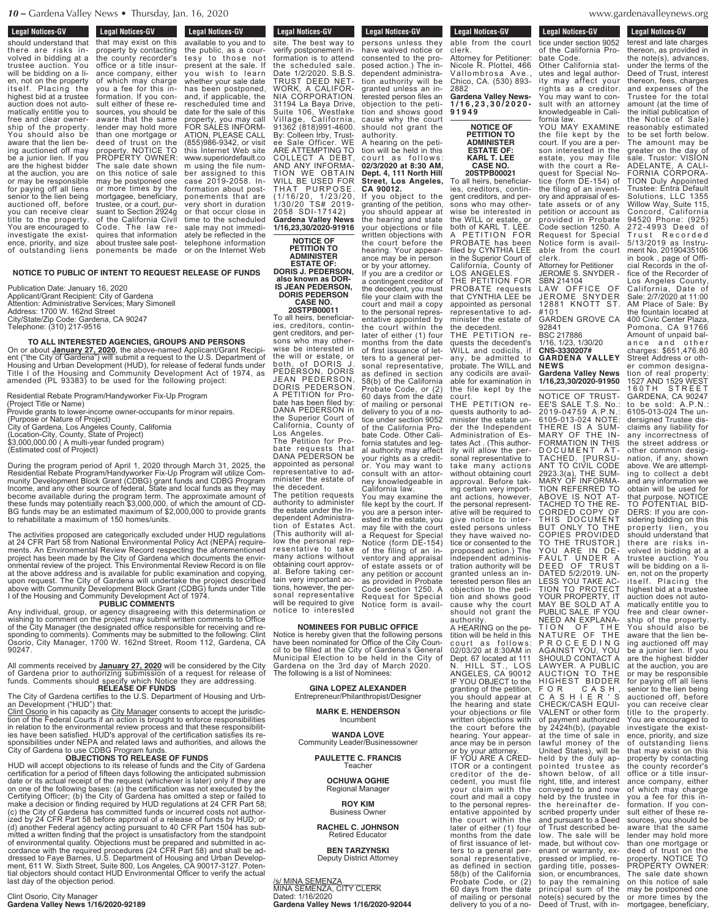## Legal Notices-GV

should understand that there are risks involved in bidding at a trustee auction. You will be bidding on a lien, not on the property itself. Placing the highest bid at a trustee auction does not automatically entitle you to free and clear ownership of the property. You should also be aware that the lien being auctioned off may be a junior lien. If you are the highest bidder at the auction, you are or may be responsible for paying off all liens senior to the lien being auctioned off, before you can receive clear title to the property. You are encouraged to investigate the existence, priority, and size of outstanding liens that may exist on this property by contacting the county recorder's office or a title insurance company, either of which may charge you a fee for this information. If you consult either of these resources, you should be aware that the same lender may hold more than one mortgage or deed of trust on the property. NOTICE TO PROPERTY OWNER: The sale date shown on this notice of sale may be postponed one or more times by the mortgagee, beneficiary, trustee, or a court, pursuant to Section 2924g of the California Civil Code. The law requires that information about trustee sale postponements be made available to you and to the public, as a courtesy to those not present at the sale. If you wish to learn whether your sale date has been postponed, and, if applicable, the rescheduled time and date for the sale of this property, you may call FOR SALES INFORMATION, PLEASE CALL (855)986-9342, or visit this Internet Web site www.superiordefault.com using the file number assigned to this case 2019-2058. Information about postponements that are very short in duration or that occur close in time to the scheduled sale may not immediately be reflected in the telephone information or on the Internet Web site. The best way to verify postponement information is to attend the scheduled sale. Date 1/2/2020. S.B.S. TRUST DEED NETWORK, A CALIFORNIA CORPORATION. 31194 La Baya Drive, Suite 106, Westlake Village, California, 91362 (818)991-4600. By: Colleen Irby, Trustee Sale Officer. WE ARE ATTEMPTING TO COLLECT A DEBT, AND ANY INFORMATION WE OBTAIN WILL BE USED FOR THAT PURPOSE. (1/16/20, 1/23/20, 1/30/20 TS# 2019-2058 SDI-17142)
**Gardena Valley News 1/16,23,30/2020-91916**

### NOTICE TO PUBLIC OF INTENT TO REQUEST RELEASE OF FUNDS

Publication Date: January 16, 2020
Applicant/Grant Recipient: City of Gardena
Attention: Administrative Services; Mary Simonell
Address: 1700 W. 162nd Street
City/State/Zip Code: Gardena, CA 90247
Telephone: (310) 217-9516

**TO ALL INTERESTED AGENCIES, GROUPS AND PERSONS**

On or about **January 27, 2020**, the above-named Applicant/Grant Recipient ("the City of Gardena") will submit a request to the U.S. Department of Housing and Urban Development (HUD), for release of federal funds under Title I of the Housing and Community Development Act of 1974, as amended (PL 93383) to be used for the following project:

Residential Rebate Program/Handyworker Fix-Up Program
(Project Title or Name)
Provide grants to lower-income owner-occupants for minor repairs.
(Purpose or Nature of Project)
City of Gardena, Los Angeles County, California
(Location-City, County, State of Project)
$3,000,000.00 ( A multi-year funded program)
(Estimated cost of Project)

During the program period of April 1, 2020 through March 31, 2025, the Residential Rebate Program/Handyworker Fix-Up Program will utilize Community Development Block Grant (CDBG) grant funds and CDBG Program Income, and any other source of federal, State and local funds as they may become available during the program term. The approximate amount of these funds may potentially reach $3,000,000, of which the amount of CDBG funds may be an estimated maximum of $2,000,000 to provide grants to rehabilitate a maximum of 150 homes/units.

The activities proposed are categorically excluded under HUD regulations at 24 CFR Part 58 from National Environmental Policy Act (NEPA) requirements. An Environmental Review Record respecting the aforementioned project has been made by the City of Gardena which documents the environmental review of the project. This Environmental Review Record is on file at the above address and is available for public examination and copying, upon request. The City of Gardena will undertake the project described above with Community Development Block Grant (CDBG) funds under Title I of the Housing and Community Development Act of 1974.

**PUBLIC COMMENTS**

Any individual, group, or agency disagreeing with this determination or wishing to comment on the project may submit written comments to Office of the City Manager (the designated office responsible for receiving and responding to comments). Comments may be submitted to the following: Clint Osorio, City Manager, 1700 W. 162nd Street, Room 112, Gardena, CA 90247.

All comments received by **January 27, 2020** will be considered by the City of Gardena prior to authorizing submission of a request for release of funds. Comments should specify which Notice they are addressing.

**RELEASE OF FUNDS**

The City of Gardena certifies to the U.S. Department of Housing and Urban Development ("HUD") that:
Clint Osorio in his capacity as City Manager consents to accept the jurisdiction of the Federal Courts if an action is brought to enforce responsibilities in relation to the environmental review process and that these responsibilities have been satisfied. HUD's approval of the certification satisfies its responsibilities under NEPA and related laws and authorities, and allows the City of Gardena to use CDBG Program funds.

**OBJECTIONS TO RELEASE OF FUNDS**

HUD will accept objections to its release of funds and the City of Gardena certification for a period of fifteen days following the anticipated submission date or its actual receipt of the request (whichever is later) only if they are on one of the following bases: (a) the certification was not executed by the Certifying Officer; (b) the City of Gardena has omitted a step or failed to make a decision or finding required by HUD regulations at 24 CFR Part 58; (c) the City of Gardena has committed funds or incurred costs not authorized by 24 CFR Part 58 before approval of a release of funds by HUD; or (d) another Federal agency acting pursuant to 40 CFR Part 1504 has submitted a written finding that the project is unsatisfactory from the standpoint of environmental quality. Objections must be prepared and submitted in accordance with the required procedures (24 CFR Part 58) and shall be addressed to Faye Barnes, U.S. Department of Housing and Urban Development, 611 W. Sixth Street, Suite 800, Los Angeles, CA 90017-3127. Potential objectors should contact HUD Environmental Officer to verify the actual last day of the objection period.

Clint Osorio, City Manager
**Gardena Valley News 1/16/2020-92189**

### NOTICE OF PETITION TO ADMINISTER ESTATE OF: DORIS J. PEDERSON, also known as DORIS JEAN PEDERSON, DORIS PEDERSON CASE NO. 20STPB00011

To all heirs, beneficiaries, creditors, contingent creditors, and persons who may otherwise be interested in the will or estate, or both, of DORIS J. PEDERSON, DORIS JEAN PEDERSON, DORIS PEDERSON.
A PETITION for Probate has been filed by: DANA PEDERSON in the Superior Court of California, County of Los Angeles.
The Petition for Probate requests that DANA PEDERSON be appointed as personal representative to administer the estate of the decedent.
The petition requests authority to administer the estate under the Independent Administration of Estates Act. (This authority will allow the personal representative to take many actions without obtaining court approval. Before taking certain very important actions, however, the personal representative will be required to give notice to interested persons unless they have waived notice or consented to the proposed action.) The independent administration authority will be granted unless an interested person files an objection to the petition and shows good cause why the court should not grant the authority.
A hearing on the petition will be held in this court as follows: **02/3/2020 at 8:30 AM, Dept. 4, 111 North Hill Street, Los Angeles, CA 90012.**
If you object to the granting of the petition, you should appear at the hearing and state your objections or file written objections with the court before the hearing. Your appearance may be in person or by your attorney.
If you are a creditor or a contingent creditor of the decedent, you must file your claim with the court and mail a copy to the personal representative appointed by the court within the later of either (1) four months from the date of first issuance of letters to a general personal representative, as defined in section 58(b) of the California Probate Code, or (2) 60 days from the date of mailing or personal delivery to you of a notice under section 9052 of the California Probate Code. Other California statutes and legal authority may affect your rights as a creditor. You may want to consult with an attorney knowledgeable in California law.
You may examine the file kept by the court. If you are a person interested in the estate, you may file with the court a Request for Special Notice (form DE-154) of the filing of an inventory and appraisal of estate assets or of any petition or account as provided in Probate Code section 1250. A Request for Special Notice form is available from the court clerk.
Attorney for Petitioner: Nicole R. Plottel, 466 Vallombrosa Ave., Chico, CA. (530) 893-2882
**Gardena Valley News-1/16,23,30/2020-91949**

### NOMINEES FOR PUBLIC OFFICE

Notice is hereby given that the following persons have been nominated for Office of the City Council to be filled at the City of Gardena's General Municipal Election to be held in the City of Gardena on the 3rd day of March 2020.
The following is a list of Nominees:

**GINA LOPEZ ALEXANDER**
Entrepreneur/Philanthropist/Designer

**MARK E. HENDERSON**
Incumbent

**WANDA LOVE**
Community Leader/Businessowner

**PAULETTE C. FRANCIS**
Teacher

**OCHUWA OGHIE**
Regional Manager

**ROY KIM**
Business Owner

**RACHEL C. JOHNSON**
Retired Educator

**BEN TARZYNSKI**
Deputy District Attorney

/s/ MINA SEMENZA
MINA SEMENZA, CITY CLERK
Dated: 1/16/2020
**Gardena Valley News 1/16/2020-92044**

### NOTICE OF PETITION TO ADMINISTER ESTATE OF: KARL T. LEE CASE NO. 20STPB00021

To all heirs, beneficiaries, creditors, contingent creditors, and persons who may otherwise be interested in the WILL or estate, or both of KARL T. LEE.
A PETITION FOR PROBATE has been filed by CYNTHIA LEE in the Superior Court of California, County of LOS ANGELES.
THE PETITION FOR PROBATE requests that CYNTHIA LEE be appointed as personal representative to administer the estate of the decedent.
THE PETITION requests the decedent's WILL and codicils, if any, be admitted to probate. The WILL and any codicils are available for examination in the file kept by the court.
THE PETITION requests authority to administer the estate under the Independent Administration of Estates Act . (This authority will allow the personal representative to take many actions without obtaining court approval. Before taking certain very important actions, however, the personal representative will be required to give notice to interested persons unless they have waived notice or consented to the proposed action.) The independent administration authority will be granted unless an interested person files an objection to the petition and shows good cause why the court should not grant the authority.
A HEARING on the petition will be held in this court as follows: 02/03/20 at 8:30AM in Dept. 67 located at 111 N. HILL ST., LOS ANGELES, CA 90012
IF YOU OBJECT to the granting of the petition, you should appear at the hearing and state your objections or file written objections with the court before the hearing. Your appearance may be in person or by your attorney.
IF YOU ARE A CREDITOR or a contingent creditor of the decedent, you must file your claim with the court and mail a copy to the personal representative appointed by the court within the later of either (1) four months from the date of first issuance of letters to a general personal representative, as defined in section 58(b) of the California Probate Code, or (2) 60 days from the date of mailing or personal delivery to you of a notice under section 9052 of the California Probate Code.
Other California statutes and legal authority may affect your rights as a creditor. You may want to consult with an attorney knowledgeable in California law.
YOU MAY EXAMINE the file kept by the court. If you are a person interested in the estate, you may file with the court a Request for Special Notice (form DE-154) of the filing of an inventory and appraisal of estate assets or of any petition or account as provided in Probate Code section 1250. A Request for Special Notice form is available from the court clerk.
Attorney for Petitioner
JEROME S. SNYDER - SBN 214104
LAW OFFICE OF JEROME SNYDER
12881 KNOTT ST. #101
GARDEN GROVE CA 92841
BSC 217886
1/16, 1/23, 1/30/20
**CNS-3330007#**
**GARDENA VALLEY NEWS**
**Gardena Valley News 1/16,23,30/2020-91950**

NOTICE OF TRUSTEE'S SALE T.S. No.: 2019-04759 A.P.N.: 6105-013-024 NOTE: THERE IS A SUMMARY OF THE INFORMATION IN THIS DOCUMENT ATTACHED. [PURSUANT TO CIVIL CODE 2923.3(a), THE SUMMARY OF INFORMATION REFERRED TO ABOVE IS NOT ATTACHED TO THE RECORDED COPY OF THIS DOCUMENT BUT ONLY TO THE COPIES PROVIDED TO THE TRUSTOR.] YOU ARE IN DEFAULT UNDER A DEED OF TRUST DATED 5/2/2019. UNLESS YOU TAKE ACTION TO PROTECT YOUR PROPERTY, IT MAY BE SOLD AT A PUBLIC SALE. IF YOU NEED AN EXPLANATION OF THE NATURE OF THE PROCEEDING AGAINST YOU, YOU SHOULD CONTACT A LAWYER. A PUBLIC AUCTION TO THE HIGHEST BIDDER FOR CASH, CASHIER'S CHECK/CASH EQUIVALENT or other form of payment authorized by 2424h(b), (payable at the time of sale in lawful money of the United States), will be held by the duly appointed trustee as shown below, of all right, title, and interest conveyed to and now held by the trustee in the hereinafter described property under and pursuant to a Deed of Trust described below. The sale will be made, but without covenant or warranty, expressed or implied, regarding title, possession, or encumbrances, to pay the remaining principal sum of the note(s) secured by the Deed of Trust, with interest and late charges thereon, as provided in the note(s), advances, under the terms of the Deed of Trust, interest thereon, fees, charges and expenses of the Trustee for the total amount (at the time of the initial publication of the Notice of Sale) reasonably estimated to be set forth below. The amount may be greater on the day of sale. Trustor: VISION ADELANTE, A CALIFORNIA CORPORATION Duly Appointed Trustee: Entra Default Solutions, LLC 1355 Willow Way, Suite 115, Concord, California 94520 Phone: (925) 272-4993 Deed of Trust Recorded 5/13/2019 as Instrument No. 20190435106 in book , page of Official Records in the office of the Recorder of Los Angeles County, California, Date of Sale: 2/7/2020 at 11:00 AM Place of Sale: By the fountain located at 400 Civic Center Plaza, Pomona, CA 91766 Amount of unpaid balance and other charges: $651,476.80 Street Address or other common designation of real property: 1527 AND 1529 WEST 160TH STREET GARDENA, CA 90247 to be sold: A.P.N.: 6105-013-024 The undersigned Trustee disclaims any liability for any incorrectness of the street address or other common designation, if any, shown above. We are attempting to collect a debt and any information we obtain will be used for that purpose. NOTICE TO POTENTIAL BIDDERS: If you are considering bidding on this property lien, you should understand that there are risks involved in bidding at a trustee auction. You will be bidding on a lien, not on the property itself. Placing the highest bid at a trustee auction does not automatically entitle you to free and clear ownership of the property. You should also be aware that the lien being auctioned off may be a junior lien. If you are the highest bidder at the auction, you are or may be responsible for paying off all liens senior to the lien being auctioned off, before you can receive clear title to the property. You are encouraged to investigate the existence, priority, and size of outstanding liens that may exist on this property by contacting the county recorder's office or a title insurance company, either of which may charge you a fee for this information. If you consult either of these resources, you should be aware that the same lender may hold more than one mortgage or deed of trust on the property. NOTICE TO PROPERTY OWNER: The sale date shown on this notice of sale may be postponed one or more times by the mortgagee, beneficiary,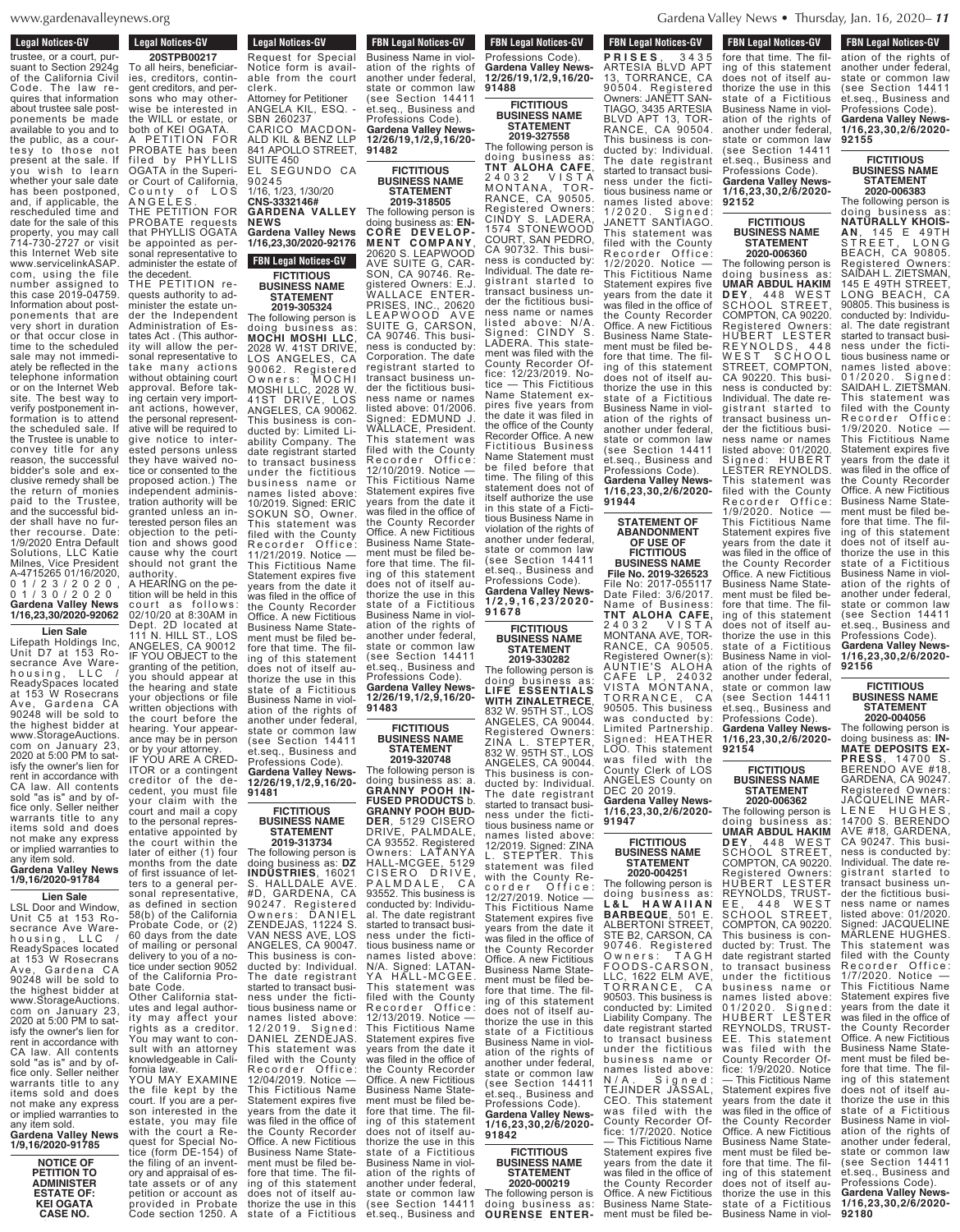trustee, or a court, pursuant to Section 2924g of the California Civil Code. The law requires that information about trustee sale postponements be made available to you and to the public, as a courtesy to those not present at the sale. If you wish to learn whether your sale date has been postponed, and, if applicable, the rescheduled time and date for the sale of this property, you may call 714-730-2727 or visit this Internet Web site www.servicelinkASAP.com, using the file number assigned to this case 2019-04759. Information about postponements that are very short in duration or that occur close in time to the scheduled sale may not immediately be reflected in the telephone information or on the Internet Web site. The best way to verify postponement information is to attend the scheduled sale. If the Trustee is unable to convey title for any reason, the successful bidder's sole and exclusive remedy shall be the return of monies paid to the Trustee, and the successful bidder shall have no further recourse. Date: 1/9/2020 Entra Default Solutions, LLC Katie Milnes, Vice President A-4715265 01/16/2020, 01/23/2020, 01/30/2020
**Gardena Valley News 1/16,23,30/2020-92062**

**Lien Sale**

Lifepath Holdings Inc, Unit D7 at 153 Rosecrance Ave Warehousing, LLC / ReadySpaces located at 153 W Rosecrans Ave, Gardena CA 90248 will be sold to the highest bidder at www.StorageAuctions.com on January 23, 2020 at 5:00 PM to satisfy the owner's lien for rent in accordance with CA law. All contents sold "as is" and by office only. Seller neither warrants title to any items sold and does not make any express or implied warranties to any item sold.
**Gardena Valley News 1/9,16/2020-91784**

**Lien Sale**

LSL Door and Window, Unit C5 at 153 Rosecrance Ave Warehousing, LLC / ReadySpaces located at 153 W Rosecrans Ave, Gardena CA 90248 will be sold to the highest bidder at www.StorageAuctions.com on January 23, 2020 at 5:00 PM to satisfy the owner's lien for rent in accordance with CA law. All contents sold "as is" and by office only. Seller neither warrants title to any items sold and does not make any express or implied warranties to any item sold.
**Gardena Valley News 1/9,16/2020-91785**

**NOTICE OF PETITION TO ADMINISTER ESTATE OF: KEI OGATA CASE NO. 20STPB00217**

To all heirs, beneficiaries, creditors, contingent creditors, and persons who may otherwise be interested in the WILL or estate, or both of KEI OGATA.

A PETITION FOR PROBATE has been filed by PHYLLIS OGATA in the Superior Court of California, County of LOS ANGELES.

THE PETITION FOR PROBATE requests that PHYLLIS OGATA be appointed as personal representative to administer the estate of the decedent.

THE PETITION requests authority to administer the estate under the Independent Administration of Estates Act. (This authority will allow the personal representative to take many actions without obtaining court approval. Before taking certain very important actions, however, the personal representative will be required to give notice to interested persons unless they have waived notice or consented to the proposed action.) The independent administration authority will be granted unless an interested person files an objection to the petition and shows good cause why the court should not grant the authority.

A HEARING on the petition will be held in this court as follows: 02/10/20 at 8:30AM in Dept. 2D located at 111 N. HILL ST., LOS ANGELES, CA 90012

IF YOU OBJECT to the granting of the petition, you should appear at the hearing and state your objections or file written objections with the court before the hearing. Your appearance may be in person or by your attorney.

IF YOU ARE A CREDITOR or a contingent creditor of the decedent, you must file your claim with the court and mail a copy to the personal representative appointed by the court within the later of either (1) four months from the date of first issuance of letters to a general personal representative, as defined in section 58(b) of the California Probate Code, or (2) 60 days from the date of mailing or personal delivery to you of a notice under section 9052 of the California Probate Code.

Other California statutes and legal authority may affect your rights as a creditor. You may want to consult with an attorney knowledgeable in California law.

YOU MAY EXAMINE the file kept by the court. If you are a person interested in the estate, you may file with the court a Request for Special Notice (form DE-154) of the filing of an inventory and appraisal of estate assets or of any petition or account as provided in Probate Code section 1250. A Request for Special Notice form is available from the court clerk.

Attorney for Petitioner
ANGELA KIL, ESQ. - SBN 260237
CARICO MACDONALD KIL & BENZ LLP
841 APOLLO STREET, SUITE 450
EL SEGUNDO CA 90245
1/16, 1/23, 1/30/20
CNS-3332146#
**GARDENA VALLEY NEWS**
**Gardena Valley News 1/16,23,30/2020-92176**

**FICTITIOUS BUSINESS NAME STATEMENT 2019-305324**

The following person is doing business as: **MOCHI MOSHI LLC**, 2028 W. 41ST DRIVE, LOS ANGELES, CA 90062. Registered Owners: MOCHI MOSHI LLC, 2028 W. 41ST DRIVE, LOS ANGELES, CA 90062. This business is conducted by: Limited Liability Company. The date registrant started to transact business under the fictitious business name or names listed above: 10/2019. Signed: ERIC SOKUN SO, Owner. This statement was filed with the County Recorder Office: 11/21/2019. Notice — This Fictitious Name Statement expires five years from the date it was filed in the office of the County Recorder Office. A new Fictitious Business Name Statement must be filed before that time. The filing of this statement does not of itself authorize the use in this state of a Fictitious Business Name in violation of the rights of another under federal, state or common law (see Section 14411 et.seq., Business and Professions Code).
**Gardena Valley News-12/26/19,1/2,9,16/20-91481**

**FICTITIOUS BUSINESS NAME STATEMENT 2019-313734**

The following person is doing business as: **DZ INDUSTRIES**, 16021 S. HALLDALE AVE. #D, GARDENA, CA 90247. Registered Owners: DANIEL ZENDEJAS, 11224 S. VAN NESS AVE, LOS ANGELES, CA 90047. This business is conducted by: Individual. The date registrant started to transact business under the fictitious business name or names listed above: 12/2019. Signed: DANIEL ZENDEJAS. This statement was filed with the County Recorder Office: 12/04/2019. Notice — This Fictitious Name Statement expires five years from the date it was filed in the office of the County Recorder Office. A new Fictitious Business Name Statement must be filed before that time. The filing of this statement does not of itself authorize the use in this state of a Fictitious Business Name in violation of the rights of another under federal, state or common law (see Section 14411 et.seq., Business and Professions Code).
**Gardena Valley News-12/26/19,1/2,9,16/20-91482**

**FICTITIOUS BUSINESS NAME STATEMENT 2019-318505**

The following person is doing business as: **ENCORE DEVELOPMENT COMPANY**, 20620 S. LEAPWOOD AVE SUITE G, CARSON, CA 90746. Registered Owners: E.J. WALLACE ENTERPRISES, INC., 20620 LEAPWOOD AVE SUITE G, CARSON, CA 90746. This business is conducted by: Corporation. The date registrant started to transact business under the fictitious business name or names listed above: 01/2006. Signed: EDMUND J. WALLACE, President. This statement was filed with the County Recorder Office: 12/10/2019. Notice — This Fictitious Name Statement expires five years from the date it was filed in the office of the County Recorder Office. A new Fictitious Business Name Statement must be filed before that time. The filing of this statement does not of itself authorize the use in this state of a Fictitious Business Name in violation of the rights of another under federal, state or common law (see Section 14411 et.seq., Business and Professions Code).
**Gardena Valley News-12/26/19,1/2,9,16/20-91483**

**FICTITIOUS BUSINESS NAME STATEMENT 2019-320748**

The following person is doing business as: a. **GRANNY POOH INFUSED PRODUCTS** b. **GRANNY POOH BUDDER**, 5129 CISERO DRIVE, PALMDALE, CA 93552. Registered Owners: LATANYA HALL-MCGEE, 5129 CISERO DRIVE, PALMDALE, CA 93552. This business is conducted by: Individual. The date registrant started to transact business under the fictitious business name or names listed above: N/A. Signed: LATANYA HALL-MCGEE. This statement was filed with the County Recorder Office: 12/13/2019. Notice — This Fictitious Name Statement expires five years from the date it was filed in the office of the County Recorder Office. A new Fictitious Business Name Statement must be filed before that time. The filing of this statement does not of itself authorize the use in this state of a Fictitious Business Name in violation of the rights of another under federal, state or common law (see Section 14411 et.seq., Business and Professions Code).
**Gardena Valley News-12/26/19,1/2,9,16/20-91488**

**FICTITIOUS BUSINESS NAME STATEMENT 2019-327558**

The following person is doing business as: **TNT ALOHA CAFE**, 24032 VISTA MONTANA, TORRANCE, CA 90505. Registered Owners: CINDY S. LADERA, 1574 STONEWOOD COURT, SAN PEDRO, CA 90732. This business is conducted by: Individual. The date registrant started to transact business under the fictitious business name or names listed above: N/A. Signed: CINDY S. LADERA. This statement was filed with the County Recorder Office: 12/23/2019. Notice — This Fictitious Name Statement expires five years from the date it was filed in the office of the County Recorder Office. A new Fictitious Business Name Statement must be filed before that time. The filing of this statement does not of itself authorize the use in this state of a Fictitious Business Name in violation of the rights of another under federal, state or common law (see Section 14411 et.seq., Business and Professions Code).
**Gardena Valley News-1/2,9,16,23/2020-91678**

**FICTITIOUS BUSINESS NAME STATEMENT 2019-330282**

The following person is doing business as: **LIFE ESSENTIALS WITH ZINALETRECE**, 832 W. 95TH ST., LOS ANGELES, CA 90044. Registered Owners: ZINA L. STEPTER, 832 W. 95TH ST., LOS ANGELES, CA 90044. This business is conducted by: Individual. The date registrant started to transact business under the fictitious business name or names listed above: 12/2019. Signed: ZINA L. STEPTER. This statement was filed with the County Recorder Office: 12/27/2019. Notice — This Fictitious Name Statement expires five years from the date it was filed in the office of the County Recorder Office. A new Fictitious Business Name Statement must be filed before that time. The filing of this statement does not of itself authorize the use in this state of a Fictitious Business Name in violation of the rights of another under federal, state or common law (see Section 14411 et.seq., Business and Professions Code).
**Gardena Valley News-1/16,23,30,2/6/2020-91842**

**FICTITIOUS BUSINESS NAME STATEMENT 2020-000219**

The following person is doing business as: **OURENSE ENTERPRISES**, 3435 ARTESIA BLVD APT 13, TORRANCE, CA 90504. Registered Owners: JANETT SANTIAGO, 3435 ARTESIA BLVD APT 13, TORRANCE, CA 90504. This business is conducted by: Individual. The date registrant started to transact business under the fictitious business name or names listed above: 1/2020. Signed: JANETT SANTIAGO. This statement was filed with the County Recorder Office: 1/2/2020. Notice — This Fictitious Name Statement expires five years from the date it was filed in the office of the County Recorder Office. A new Fictitious Business Name Statement must be filed before that time. The filing of this statement does not of itself authorize the use in this state of a Fictitious Business Name in violation of the rights of another under federal, state or common law (see Section 14411 et.seq., Business and Professions Code).
**Gardena Valley News-1/16,23,30,2/6/2020-91944**

**STATEMENT OF ABANDONMENT OF USE OF FICTITIOUS BUSINESS NAME File No. 2019-326523**

File No: 2017-055117 Date Filed: 3/6/2017. Name of Business: **TNT ALOHA CAFE**, 24032 VISTA MONTANA AVE, TORRANCE, CA 90505. Registered Owner(s): AUNTIE'S ALOHA CAFE LP, 24032 VISTA MONTANA, TORRANCE, CA 90505. This business was conducted by: Limited Partnership. Signed: HEATHER LOO. This statement was filed with the County Clerk of LOS ANGELES County on DEC 20 2019.
**Gardena Valley News-1/16,23,30,2/6/2020-91947**

**FICTITIOUS BUSINESS NAME STATEMENT 2020-004251**

The following person is doing business as: **L&L HAWAIIAN BARBEQUE**, 501 E. ALBERTONI STREET, STE B2, CARSON, CA 90746. Registered Owners: TAGH FOODS-CARSON, LLC, 1622 ELM AVE, TORRANCE, CA 90503. This business is conducted by: Limited Liability Company. The date registrant started to transact business under the fictitious business name or names listed above: N/A. Signed: TEJINDER JASSAL, CEO. This statement was filed with the County Recorder Office: 1/7/2020. Notice — This Fictitious Name Statement expires five years from the date it was filed in the office of the County Recorder Office. A new Fictitious Business Name Statement must be filed before that time. The filing of this statement does not of itself authorize the use in this state of a Fictitious Business Name in violation of the rights of another under federal, state or common law (see Section 14411 et.seq., Business and Professions Code).
**Gardena Valley News-1/16,23,30,2/6/2020-92152**

**FICTITIOUS BUSINESS NAME STATEMENT 2020-006360**

The following person is doing business as: **UMAR ABDUL HAKIM DEY**, 448 WEST SCHOOL STREET, COMPTON, CA 90220. Registered Owners: HUBERT LESTER REYNOLDS, 448 WEST SCHOOL STREET, COMPTON, CA 90220. This business is conducted by: Individual. The date registrant started to transact business under the fictitious business name or names listed above: 01/2020. Signed: HUBERT LESTER REYNOLDS. This statement was filed with the County Recorder Office: 1/9/2020. Notice — This Fictitious Name Statement expires five years from the date it was filed in the office of the County Recorder Office. A new Fictitious Business Name Statement must be filed before that time. The filing of this statement does not of itself authorize the use in this state of a Fictitious Business Name in violation of the rights of another under federal, state or common law (see Section 14411 et.seq., Business and Professions Code).
**Gardena Valley News-1/16,23,30,2/6/2020-92154**

**FICTITIOUS BUSINESS NAME STATEMENT 2020-006362**

The following person is doing business as: **UMAR ABDUL HAKIM DEY**, 448 WEST SCHOOL STREET, COMPTON, CA 90220. Registered Owners: HUBERT LESTER REYNOLDS, TRUSTEE, 448 WEST SCHOOL STREET, COMPTON, CA 90220. This business is conducted by: Trust. The date registrant started to transact business under the fictitious business name or names listed above: 01/2020. Signed: HUBERT LESTER REYNOLDS, TRUSTEE. This statement was filed with the County Recorder Office: 1/9/2020. Notice — This Fictitious Name Statement expires five years from the date it was filed in the office of the County Recorder Office. A new Fictitious Business Name Statement must be filed before that time. The filing of this statement does not of itself authorize the use in this state of a Fictitious Business Name in violation of the rights of another under federal, state or common law (see Section 14411 et.seq., Business and Professions Code).
**Gardena Valley News-1/16,23,30,2/6/2020-92155**

**FICTITIOUS BUSINESS NAME STATEMENT 2020-006383**

The following person is doing business as: **NATURALLY KHOISAN**, 145 E 49TH STREET, LONG BEACH, CA 90805. Registered Owners: SAIDAH L. ZIETSMAN, 145 E 49TH STREET, LONG BEACH, CA 90805. This business is conducted by: Individual. The date registrant started to transact business under the fictitious business name or names listed above: 01/2020. Signed: SAIDAH L. ZIETSMAN. This statement was filed with the County Recorder Office: 1/9/2020. Notice — This Fictitious Name Statement expires five years from the date it was filed in the office of the County Recorder Office. A new Fictitious Business Name Statement must be filed before that time. The filing of this statement does not of itself authorize the use in this state of a Fictitious Business Name in violation of the rights of another under federal, state or common law (see Section 14411 et.seq., Business and Professions Code).
**Gardena Valley News-1/16,23,30,2/6/2020-92156**

**FICTITIOUS BUSINESS NAME STATEMENT 2020-004056**

The following person is doing business as: **INMATE DEPOSITS EXPRESS**, 14700 S. BERENDO AVE #18, GARDENA, CA 90247. Registered Owners: JACQUELINE MARLENE HUGHES, 14700 S. BERENDO AVE #18, GARDENA, CA 90247. This business is conducted by: Individual. The date registrant started to transact business under the fictitious business name or names listed above: 01/2020. Signed: JACQUELINE MARLENE HUGHES. This statement was filed with the County Recorder Office: 1/7/2020. Notice — This Fictitious Name Statement expires five years from the date it was filed in the office of the County Recorder Office. A new Fictitious Business Name Statement must be filed before that time. The filing of this statement does not of itself authorize the use in this state of a Fictitious Business Name in violation of the rights of another under federal, state or common law (see Section 14411 et.seq., Business and Professions Code).
**Gardena Valley News-1/16,23,30,2/6/2020-92180**